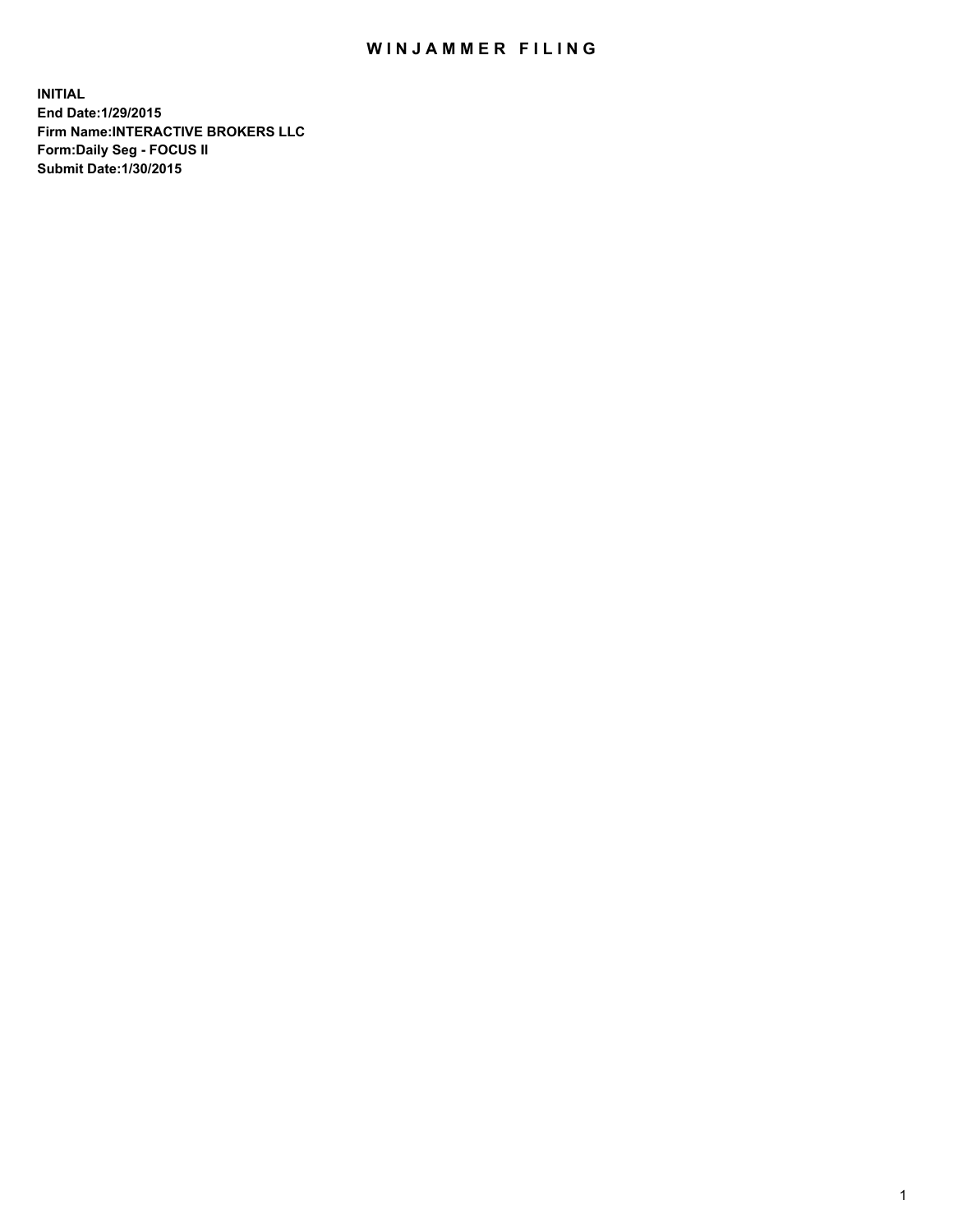# WINJAMMER FILING

**INITIAL**
**End Date:1/29/2015**
**Firm Name:INTERACTIVE BROKERS LLC**
**Form:Daily Seg - FOCUS II**
**Submit Date:1/30/2015**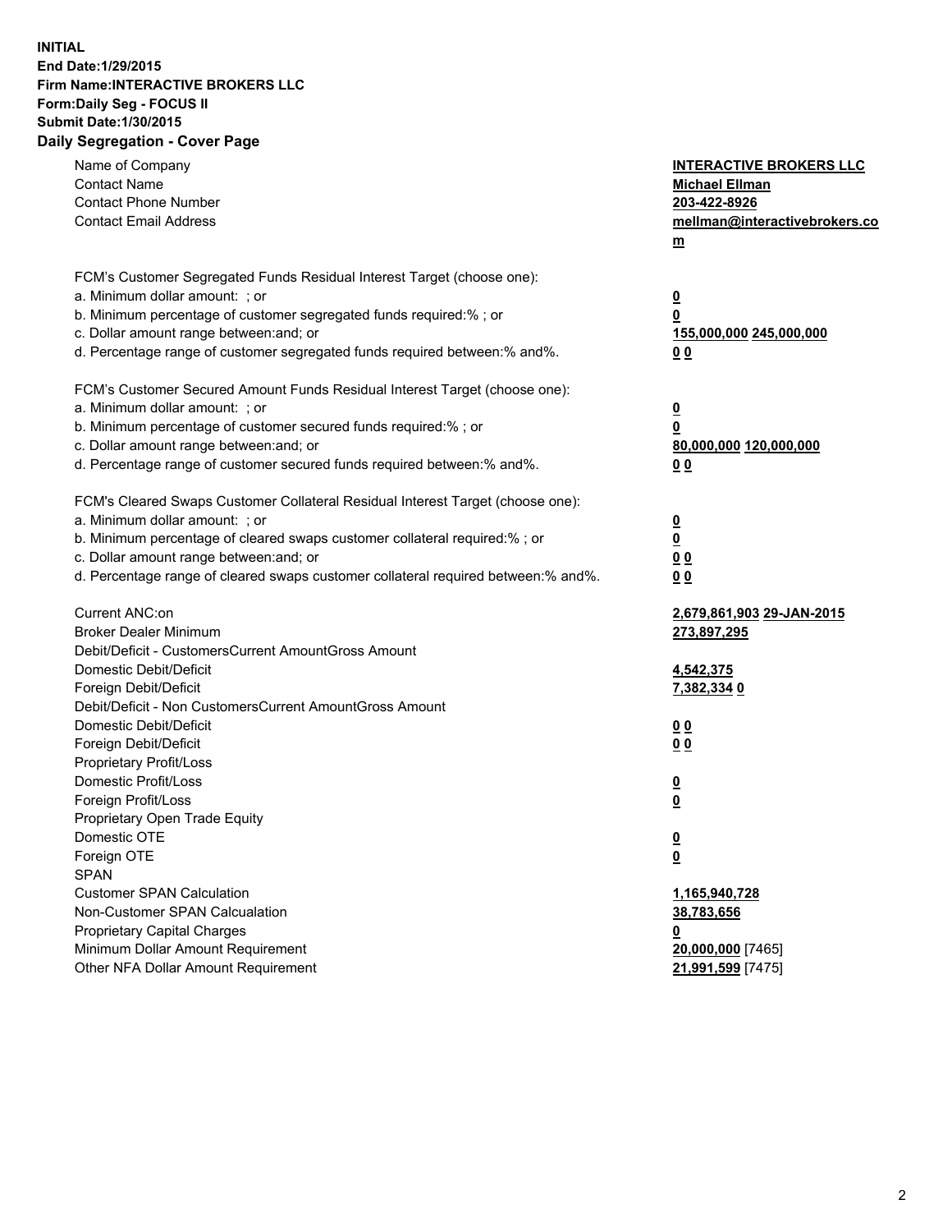**INITIAL**
**End Date:1/29/2015**
**Firm Name:INTERACTIVE BROKERS LLC**
**Form:Daily Seg - FOCUS II**
**Submit Date:1/30/2015**

## Daily Segregation - Cover Page

| | |
|---|---|
| Name of Company | **INTERACTIVE BROKERS LLC** |
| Contact Name | **Michael Ellman** |
| Contact Phone Number | **203-422-8926** |
| Contact Email Address | **mellman@interactivebrokers.com** |
| FCM's Customer Segregated Funds Residual Interest Target (choose one): | |
| a. Minimum dollar amount: ; or | **0** |
| b. Minimum percentage of customer segregated funds required:% ; or | **0** |
| c. Dollar amount range between:and; or | **155,000,000 245,000,000** |
| d. Percentage range of customer segregated funds required between:% and%. | **0 0** |
| FCM's Customer Secured Amount Funds Residual Interest Target (choose one): | |
| a. Minimum dollar amount: ; or | **0** |
| b. Minimum percentage of customer secured funds required:% ; or | **0** |
| c. Dollar amount range between:and; or | **80,000,000 120,000,000** |
| d. Percentage range of customer secured funds required between:% and%. | **0 0** |
| FCM's Cleared Swaps Customer Collateral Residual Interest Target (choose one): | |
| a. Minimum dollar amount: ; or | **0** |
| b. Minimum percentage of cleared swaps customer collateral required:% ; or | **0** |
| c. Dollar amount range between:and; or | **0 0** |
| d. Percentage range of cleared swaps customer collateral required between:% and%. | **0 0** |
| Current ANC:on | **2,679,861,903 29-JAN-2015** |
| Broker Dealer Minimum | **273,897,295** |
| Debit/Deficit - CustomersCurrent AmountGross Amount | |
| Domestic Debit/Deficit | **4,542,375** |
| Foreign Debit/Deficit | **7,382,334 0** |
| Debit/Deficit - Non CustomersCurrent AmountGross Amount | |
| Domestic Debit/Deficit | **0 0** |
| Foreign Debit/Deficit | **0 0** |
| Proprietary Profit/Loss | |
| Domestic Profit/Loss | **0** |
| Foreign Profit/Loss | **0** |
| Proprietary Open Trade Equity | |
| Domestic OTE | **0** |
| Foreign OTE | **0** |
| SPAN | |
| Customer SPAN Calculation | **1,165,940,728** |
| Non-Customer SPAN Calcualation | **38,783,656** |
| Proprietary Capital Charges | **0** |
| Minimum Dollar Amount Requirement | **20,000,000** [7465] |
| Other NFA Dollar Amount Requirement | **21,991,599** [7475] |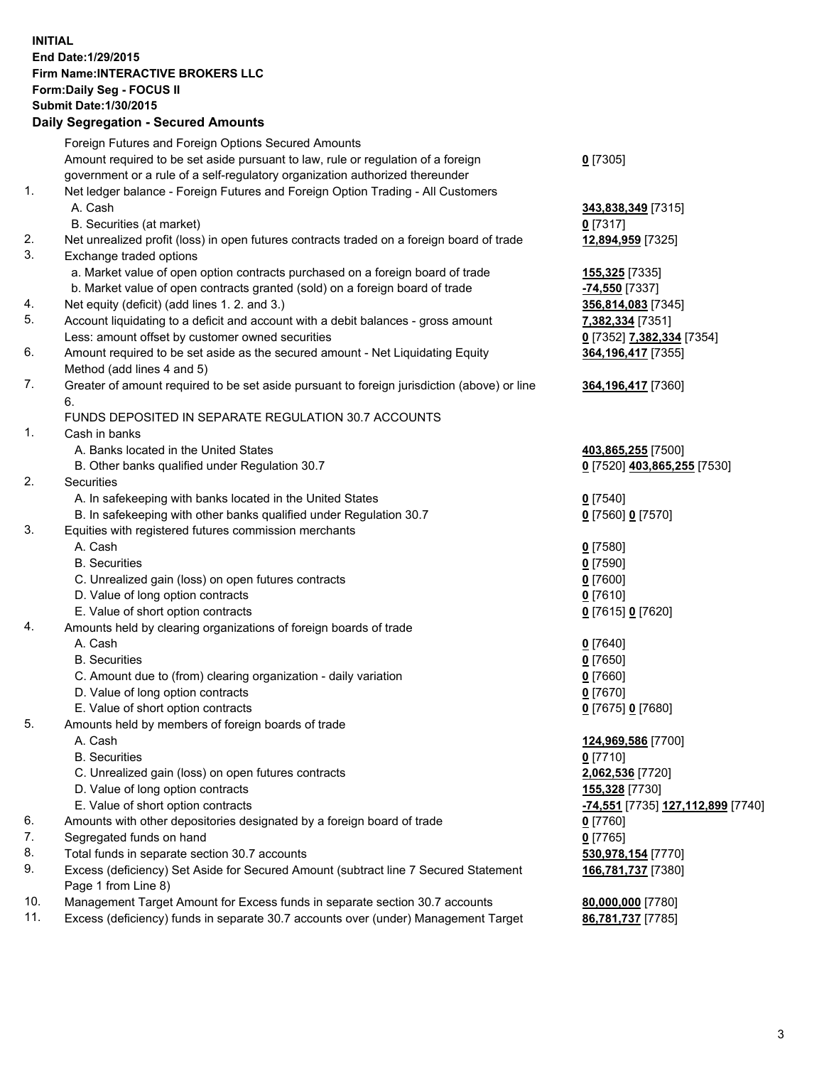**INITIAL**
**End Date:1/29/2015**
**Firm Name:INTERACTIVE BROKERS LLC**
**Form:Daily Seg - FOCUS II**
**Submit Date:1/30/2015**

## Daily Segregation - Secured Amounts

| | | |
|---|---|---|
| | Foreign Futures and Foreign Options Secured Amounts | |
| | Amount required to be set aside pursuant to law, rule or regulation of a foreign government or a rule of a self-regulatory organization authorized thereunder | **0** [7305] |
| 1. | Net ledger balance - Foreign Futures and Foreign Option Trading - All Customers | |
| | A. Cash | **343,838,349** [7315] |
| | B. Securities (at market) | **0** [7317] |
| 2. | Net unrealized profit (loss) in open futures contracts traded on a foreign board of trade | **12,894,959** [7325] |
| 3. | Exchange traded options | |
| | a. Market value of open option contracts purchased on a foreign board of trade | **155,325** [7335] |
| | b. Market value of open contracts granted (sold) on a foreign board of trade | **-74,550** [7337] |
| 4. | Net equity (deficit) (add lines 1. 2. and 3.) | **356,814,083** [7345] |
| 5. | Account liquidating to a deficit and account with a debit balances - gross amount | **7,382,334** [7351] |
| | Less: amount offset by customer owned securities | **0** [7352] **7,382,334** [7354] |
| 6. | Amount required to be set aside as the secured amount - Net Liquidating Equity Method (add lines 4 and 5) | **364,196,417** [7355] |
| 7. | Greater of amount required to be set aside pursuant to foreign jurisdiction (above) or line 6. | **364,196,417** [7360] |
| | FUNDS DEPOSITED IN SEPARATE REGULATION 30.7 ACCOUNTS | |
| 1. | Cash in banks | |
| | A. Banks located in the United States | **403,865,255** [7500] |
| | B. Other banks qualified under Regulation 30.7 | **0** [7520] **403,865,255** [7530] |
| 2. | Securities | |
| | A. In safekeeping with banks located in the United States | **0** [7540] |
| | B. In safekeeping with other banks qualified under Regulation 30.7 | **0** [7560] **0** [7570] |
| 3. | Equities with registered futures commission merchants | |
| | A. Cash | **0** [7580] |
| | B. Securities | **0** [7590] |
| | C. Unrealized gain (loss) on open futures contracts | **0** [7600] |
| | D. Value of long option contracts | **0** [7610] |
| | E. Value of short option contracts | **0** [7615] **0** [7620] |
| 4. | Amounts held by clearing organizations of foreign boards of trade | |
| | A. Cash | **0** [7640] |
| | B. Securities | **0** [7650] |
| | C. Amount due to (from) clearing organization - daily variation | **0** [7660] |
| | D. Value of long option contracts | **0** [7670] |
| | E. Value of short option contracts | **0** [7675] **0** [7680] |
| 5. | Amounts held by members of foreign boards of trade | |
| | A. Cash | **124,969,586** [7700] |
| | B. Securities | **0** [7710] |
| | C. Unrealized gain (loss) on open futures contracts | **2,062,536** [7720] |
| | D. Value of long option contracts | **155,328** [7730] |
| | E. Value of short option contracts | **-74,551** [7735] **127,112,899** [7740] |
| 6. | Amounts with other depositories designated by a foreign board of trade | **0** [7760] |
| 7. | Segregated funds on hand | **0** [7765] |
| 8. | Total funds in separate section 30.7 accounts | **530,978,154** [7770] |
| 9. | Excess (deficiency) Set Aside for Secured Amount (subtract line 7 Secured Statement Page 1 from Line 8) | **166,781,737** [7380] |
| 10. | Management Target Amount for Excess funds in separate section 30.7 accounts | **80,000,000** [7780] |
| 11. | Excess (deficiency) funds in separate 30.7 accounts over (under) Management Target | **86,781,737** [7785] |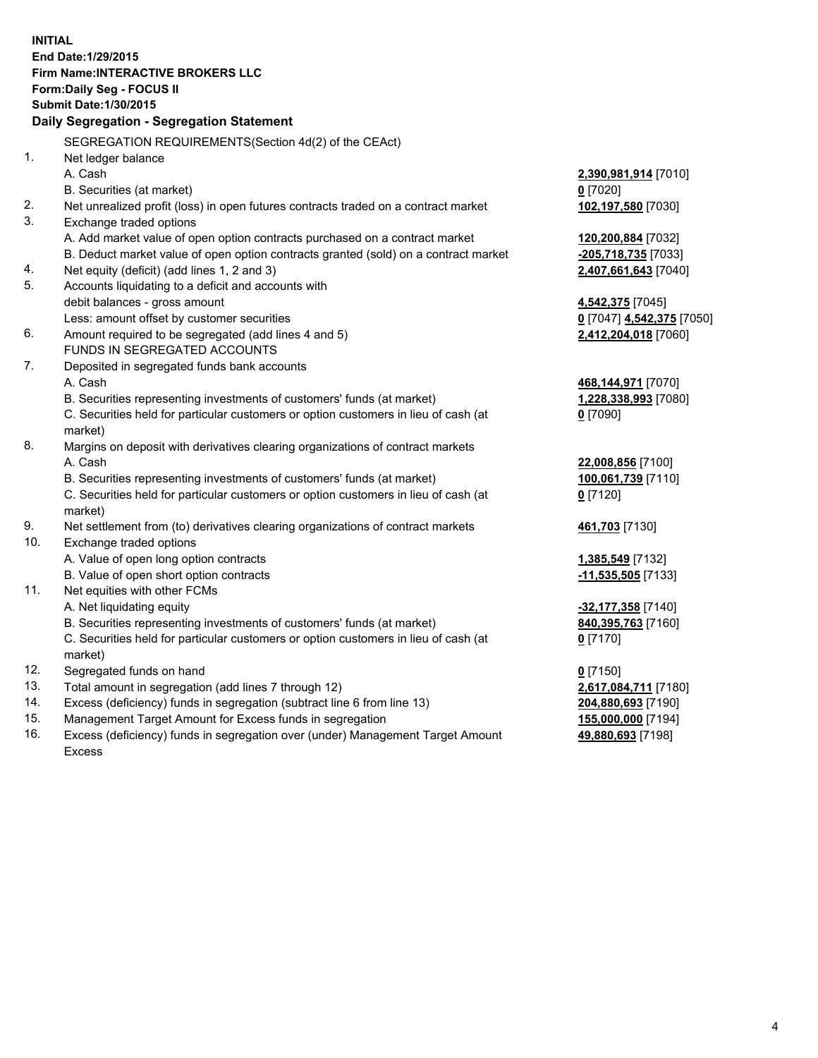**INITIAL**
**End Date:1/29/2015**
**Firm Name:INTERACTIVE BROKERS LLC**
**Form:Daily Seg - FOCUS II**
**Submit Date:1/30/2015**

## Daily Segregation - Segregation Statement

SEGREGATION REQUIREMENTS(Section 4d(2) of the CEAct)

| | | |
|---|---|---|
| 1. | Net ledger balance | |
| | A. Cash | **2,390,981,914** [7010] |
| | B. Securities (at market) | **0** [7020] |
| 2. | Net unrealized profit (loss) in open futures contracts traded on a contract market | **102,197,580** [7030] |
| 3. | Exchange traded options | |
| | A. Add market value of open option contracts purchased on a contract market | **120,200,884** [7032] |
| | B. Deduct market value of open option contracts granted (sold) on a contract market | **-205,718,735** [7033] |
| 4. | Net equity (deficit) (add lines 1, 2 and 3) | **2,407,661,643** [7040] |
| 5. | Accounts liquidating to a deficit and accounts with | |
| | debit balances - gross amount | **4,542,375** [7045] |
| | Less: amount offset by customer securities | **0** [7047] **4,542,375** [7050] |
| 6. | Amount required to be segregated (add lines 4 and 5) | **2,412,204,018** [7060] |
| | FUNDS IN SEGREGATED ACCOUNTS | |
| 7. | Deposited in segregated funds bank accounts | |
| | A. Cash | **468,144,971** [7070] |
| | B. Securities representing investments of customers' funds (at market) | **1,228,338,993** [7080] |
| | C. Securities held for particular customers or option customers in lieu of cash (at market) | **0** [7090] |
| 8. | Margins on deposit with derivatives clearing organizations of contract markets | |
| | A. Cash | **22,008,856** [7100] |
| | B. Securities representing investments of customers' funds (at market) | **100,061,739** [7110] |
| | C. Securities held for particular customers or option customers in lieu of cash (at market) | **0** [7120] |
| 9. | Net settlement from (to) derivatives clearing organizations of contract markets | **461,703** [7130] |
| 10. | Exchange traded options | |
| | A. Value of open long option contracts | **1,385,549** [7132] |
| | B. Value of open short option contracts | **-11,535,505** [7133] |
| 11. | Net equities with other FCMs | |
| | A. Net liquidating equity | **-32,177,358** [7140] |
| | B. Securities representing investments of customers' funds (at market) | **840,395,763** [7160] |
| | C. Securities held for particular customers or option customers in lieu of cash (at market) | **0** [7170] |
| 12. | Segregated funds on hand | **0** [7150] |
| 13. | Total amount in segregation (add lines 7 through 12) | **2,617,084,711** [7180] |
| 14. | Excess (deficiency) funds in segregation (subtract line 6 from line 13) | **204,880,693** [7190] |
| 15. | Management Target Amount for Excess funds in segregation | **155,000,000** [7194] |
| 16. | Excess (deficiency) funds in segregation over (under) Management Target Amount Excess | **49,880,693** [7198] |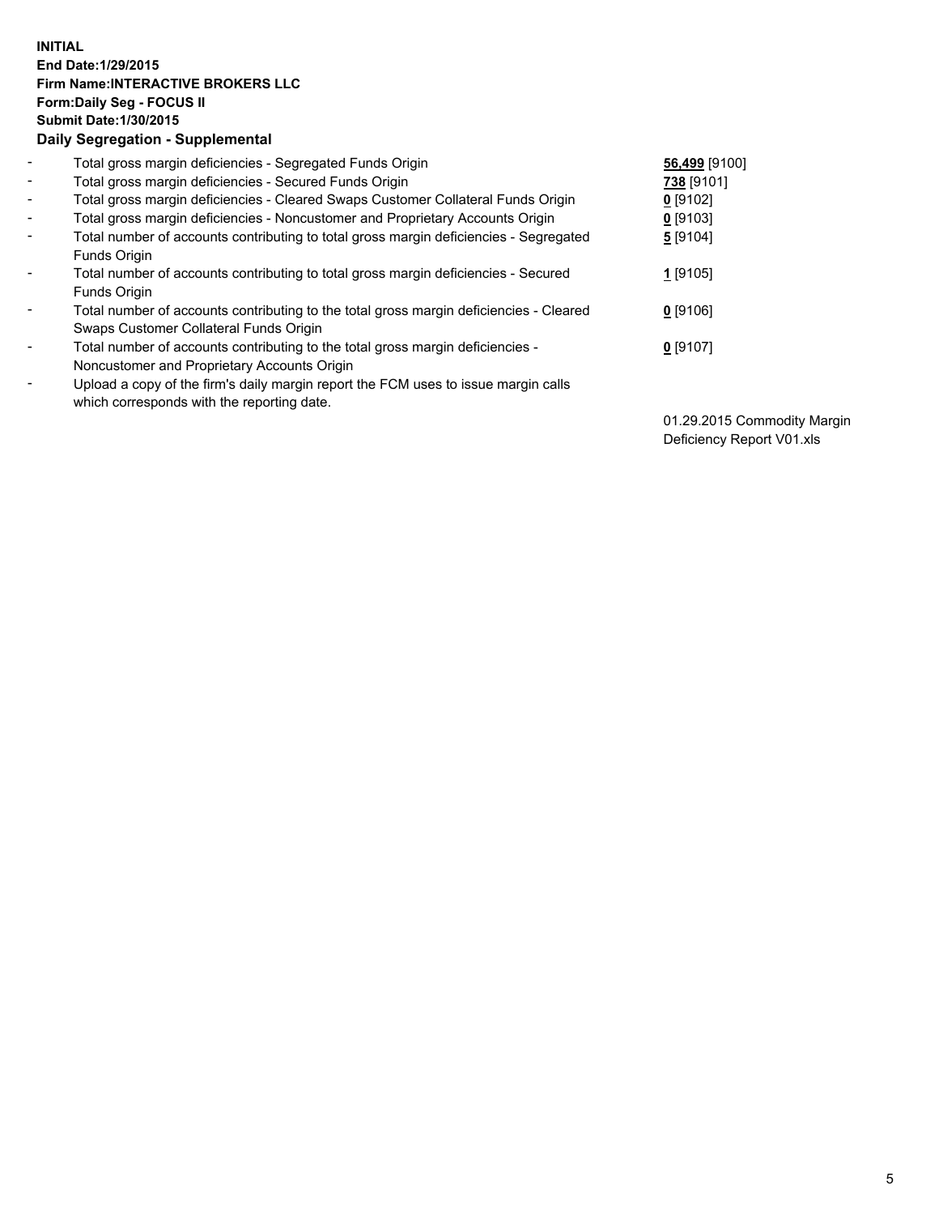**INITIAL**
**End Date:1/29/2015**
**Firm Name:INTERACTIVE BROKERS LLC**
**Form:Daily Seg - FOCUS II**
**Submit Date:1/30/2015**

**Daily Segregation - Supplemental**

| | | |
|---|---|---|
| - | Total gross margin deficiencies - Segregated Funds Origin | **56,499** [9100] |
| - | Total gross margin deficiencies - Secured Funds Origin | **738** [9101] |
| - | Total gross margin deficiencies - Cleared Swaps Customer Collateral Funds Origin | **0** [9102] |
| - | Total gross margin deficiencies - Noncustomer and Proprietary Accounts Origin | **0** [9103] |
| - | Total number of accounts contributing to total gross margin deficiencies - Segregated Funds Origin | **5** [9104] |
| - | Total number of accounts contributing to total gross margin deficiencies - Secured Funds Origin | **1** [9105] |
| - | Total number of accounts contributing to the total gross margin deficiencies - Cleared Swaps Customer Collateral Funds Origin | **0** [9106] |
| - | Total number of accounts contributing to the total gross margin deficiencies - Noncustomer and Proprietary Accounts Origin | **0** [9107] |
| - | Upload a copy of the firm's daily margin report the FCM uses to issue margin calls which corresponds with the reporting date. | 01.29.2015 Commodity Margin Deficiency Report V01.xls |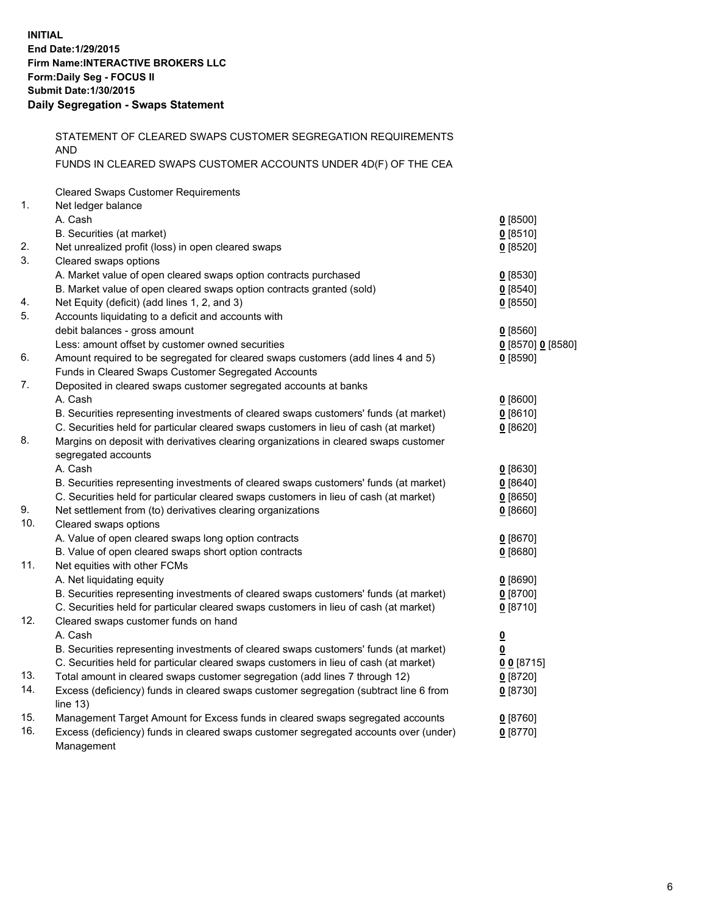**INITIAL**
**End Date:1/29/2015**
**Firm Name:INTERACTIVE BROKERS LLC**
**Form:Daily Seg - FOCUS II**
**Submit Date:1/30/2015**
**Daily Segregation - Swaps Statement**

STATEMENT OF CLEARED SWAPS CUSTOMER SEGREGATION REQUIREMENTS AND
FUNDS IN CLEARED SWAPS CUSTOMER ACCOUNTS UNDER 4D(F) OF THE CEA

| | | |
|---|---|---|
| | Cleared Swaps Customer Requirements | |
| 1. | Net ledger balance | |
| | A. Cash | 0 [8500] |
| | B. Securities (at market) | 0 [8510] |
| 2. | Net unrealized profit (loss) in open cleared swaps | 0 [8520] |
| 3. | Cleared swaps options | |
| | A. Market value of open cleared swaps option contracts purchased | 0 [8530] |
| | B. Market value of open cleared swaps option contracts granted (sold) | 0 [8540] |
| 4. | Net Equity (deficit) (add lines 1, 2, and 3) | 0 [8550] |
| 5. | Accounts liquidating to a deficit and accounts with | |
| | debit balances - gross amount | 0 [8560] |
| | Less: amount offset by customer owned securities | 0 [8570] 0 [8580] |
| 6. | Amount required to be segregated for cleared swaps customers (add lines 4 and 5) | 0 [8590] |
| | Funds in Cleared Swaps Customer Segregated Accounts | |
| 7. | Deposited in cleared swaps customer segregated accounts at banks | |
| | A. Cash | 0 [8600] |
| | B. Securities representing investments of cleared swaps customers' funds (at market) | 0 [8610] |
| | C. Securities held for particular cleared swaps customers in lieu of cash (at market) | 0 [8620] |
| 8. | Margins on deposit with derivatives clearing organizations in cleared swaps customer segregated accounts | |
| | A. Cash | 0 [8630] |
| | B. Securities representing investments of cleared swaps customers' funds (at market) | 0 [8640] |
| | C. Securities held for particular cleared swaps customers in lieu of cash (at market) | 0 [8650] |
| 9. | Net settlement from (to) derivatives clearing organizations | 0 [8660] |
| 10. | Cleared swaps options | |
| | A. Value of open cleared swaps long option contracts | 0 [8670] |
| | B. Value of open cleared swaps short option contracts | 0 [8680] |
| 11. | Net equities with other FCMs | |
| | A. Net liquidating equity | 0 [8690] |
| | B. Securities representing investments of cleared swaps customers' funds (at market) | 0 [8700] |
| | C. Securities held for particular cleared swaps customers in lieu of cash (at market) | 0 [8710] |
| 12. | Cleared swaps customer funds on hand | |
| | A. Cash | 0 |
| | B. Securities representing investments of cleared swaps customers' funds (at market) | 0 |
| | C. Securities held for particular cleared swaps customers in lieu of cash (at market) | 0 0 [8715] |
| 13. | Total amount in cleared swaps customer segregation (add lines 7 through 12) | 0 [8720] |
| 14. | Excess (deficiency) funds in cleared swaps customer segregation (subtract line 6 from line 13) | 0 [8730] |
| 15. | Management Target Amount for Excess funds in cleared swaps segregated accounts | 0 [8760] |
| 16. | Excess (deficiency) funds in cleared swaps customer segregated accounts over (under) Management | 0 [8770] |